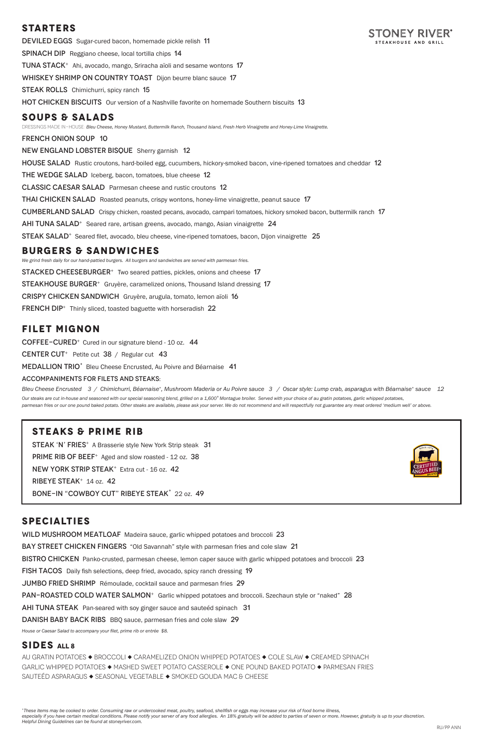**STONEY RIVER®**
STEAKHOUSE AND GRILL

## STARTERS

**DEVILED EGGS** Sugar-cured bacon, homemade pickle relish 11

**SPINACH DIP** Reggiano cheese, local tortilla chips 14

**TUNA STACK+** Ahi, avocado, mango, Sriracha aïoli and sesame wontons 17

**WHISKEY SHRIMP ON COUNTRY TOAST** Dijon beurre blanc sauce 17

**STEAK ROLLS** Chimichurri, spicy ranch 15

**HOT CHICKEN BISCUITS** Our version of a Nashville favorite on homemade Southern biscuits 13

## SOUPS & SALADS

DRESSINGS MADE IN-HOUSE *Bleu Cheese, Honey Mustard, Buttermilk Ranch, Thousand Island, Fresh Herb Vinaigrette and Honey-Lime Vinaigrette.*

**FRENCH ONION SOUP** 10

**NEW ENGLAND LOBSTER BISQUE** Sherry garnish 12

**HOUSE SALAD** Rustic croutons, hard-boiled egg, cucumbers, hickory-smoked bacon, vine-ripened tomatoes and cheddar 12

**THE WEDGE SALAD** Iceberg, bacon, tomatoes, blue cheese 12

**CLASSIC CAESAR SALAD** Parmesan cheese and rustic croutons 12

**THAI CHICKEN SALAD** Roasted peanuts, crispy wontons, honey-lime vinaigrette, peanut sauce 17

**CUMBERLAND SALAD** Crispy chicken, roasted pecans, avocado, campari tomatoes, hickory smoked bacon, buttermilk ranch 17

**AHI TUNA SALAD+** Seared rare, artisan greens, avocado, mango, Asian vinaigrette 24

**STEAK SALAD+** Seared filet, avocado, bleu cheese, vine-ripened tomatoes, bacon, Dijon vinaigrette 25

## BURGERS & SANDWICHES

*We grind fresh daily for our hand-pattied burgers. All burgers and sandwiches are served with parmesan fries.*

**STACKED CHEESEBURGER+** Two seared patties, pickles, onions and cheese 17

**STEAKHOUSE BURGER+** Gruyère, caramelized onions, Thousand Island dressing 17

**CRISPY CHICKEN SANDWICH** Gruyère, arugula, tomato, lemon aïoli 16

**FRENCH DIP+** Thinly sliced, toasted baguette with horseradish 22

## FILET MIGNON

**COFFEE-CURED+** Cured in our signature blend - 10 oz. 44

**CENTER CUT+** Petite cut 38 / Regular cut 43

**MEDALLION TRIO+** Bleu Cheese Encrusted, Au Poivre and Béarnaise 41

ACCOMPANIMENTS FOR FILETS AND STEAKS:

*Bleu Cheese Encrusted 3 / Chimichurri, Béarnaise+, Mushroom Maderia or Au Poivre sauce 3 / Oscar style: Lump crab, asparagus with Béarnaise+ sauce 12*

*Our steaks are cut in-house and seasoned with our special seasoning blend, grilled on a 1,600° Montague broiler. Served with your choice of au gratin potatoes, garlic whipped potatoes, parmesan fries or our one pound baked potato. Other steaks are available, please ask your server. We do not recommend and will respectfully not guarantee any meat ordered 'medium well' or above.*

## STEAKS & PRIME RIB

**STEAK 'N' FRIES+** A Brasserie style New York Strip steak 31

**PRIME RIB OF BEEF+** Aged and slow roasted - 12 oz. 38

**NEW YORK STRIP STEAK+** Extra cut - 16 oz. 42

**RIBEYE STEAK+** 14 oz. 42

**BONE-IN "COWBOY CUT" RIBEYE STEAK+** 22 oz. 49

CERTIFIED ANGUS BEEF® BRAND

## SPECIALTIES

**WILD MUSHROOM MEATLOAF** Madeira sauce, garlic whipped potatoes and broccoli 23

**BAY STREET CHICKEN FINGERS** "Old Savannah" style with parmesan fries and cole slaw 21

**BISTRO CHICKEN** Panko-crusted, parmesan cheese, lemon caper sauce with garlic whipped potatoes and broccoli 23

**FISH TACOS** Daily fish selections, deep fried, avocado, spicy ranch dressing 19

**JUMBO FRIED SHRIMP** Rémoulade, cocktail sauce and parmesan fries 29

**PAN-ROASTED COLD WATER SALMON+** Garlic whipped potatoes and broccoli. Szechaun style or "naked" 28

**AHI TUNA STEAK** Pan-seared with soy ginger sauce and sauteéd spinach 31

**DANISH BABY BACK RIBS** BBQ sauce, parmesan fries and cole slaw 29

*House or Caesar Salad to accompany your filet, prime rib or entrée $8.*

## SIDES ALL 8

AU GRATIN POTATOES ◆ BROCCOLI ◆ CARAMELIZED ONION WHIPPED POTATOES ◆ COLE SLAW ◆ CREAMED SPINACH ◆ GARLIC WHIPPED POTATOES ◆ MASHED SWEET POTATO CASSEROLE ◆ ONE POUND BAKED POTATO ◆ PARMESAN FRIES ◆ SAUTEÉD ASPARAGUS ◆ SEASONAL VEGETABLE ◆ SMOKED GOUDA MAC & CHEESE

*+These items may be cooked to order. Consuming raw or undercooked meat, poultry, seafood, shellfish or eggs may increase your risk of food borne illness, especially if you have certain medical conditions. Please notify your server of any food allergies. An 18% gratuity will be added to parties of seven or more. However, gratuity is up to your discretion. Helpful Dining Guidelines can be found at stoneyriver.com.*

RU/PP ANN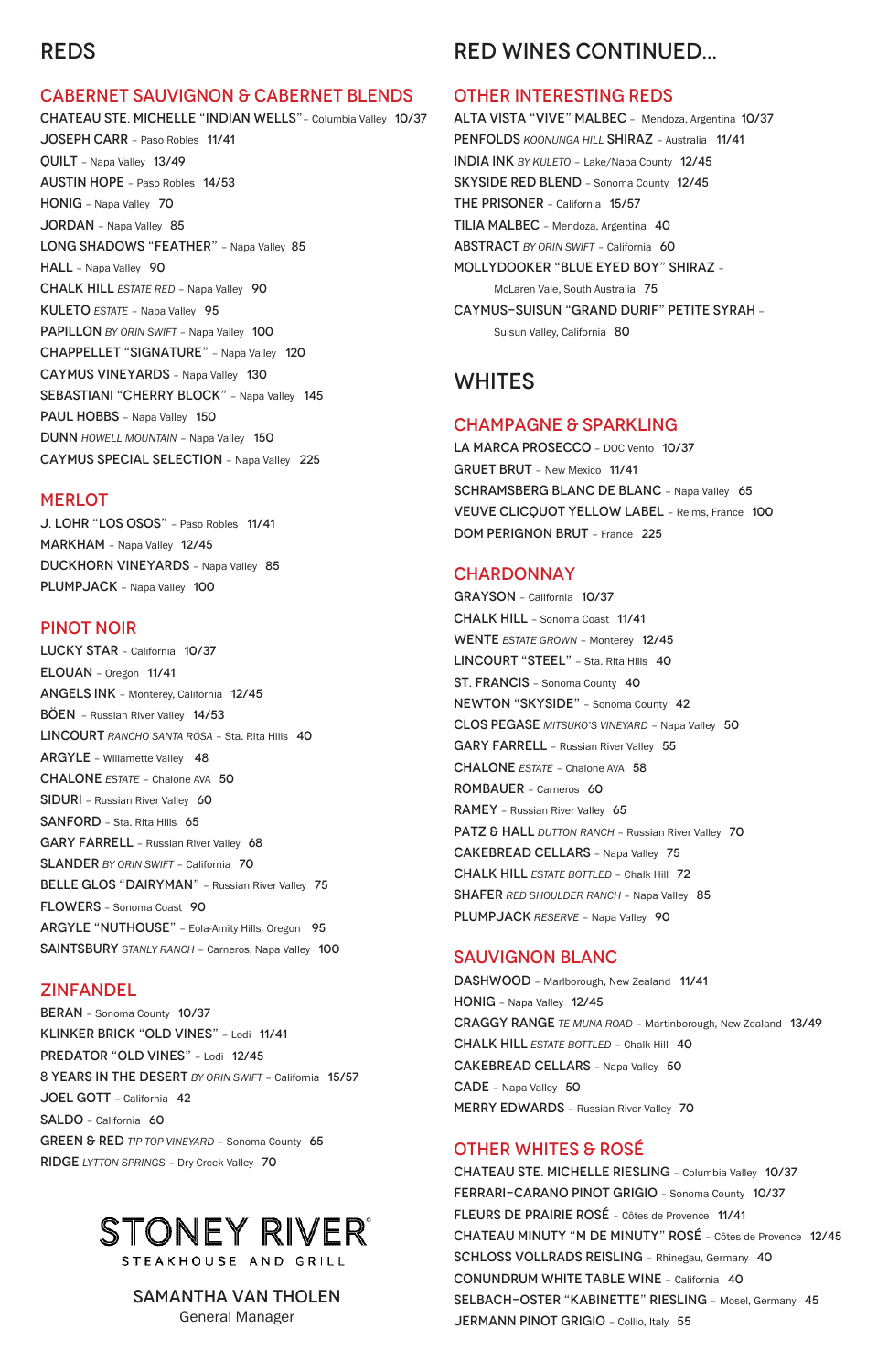# REDS

## CABERNET SAUVIGNON & CABERNET BLENDS

CHATEAU STE. MICHELLE "INDIAN WELLS" – Columbia Valley 10/37
JOSEPH CARR – Paso Robles 11/41
QUILT – Napa Valley 13/49
AUSTIN HOPE – Paso Robles 14/53
HONIG – Napa Valley 70
JORDAN – Napa Valley 85
LONG SHADOWS "FEATHER" – Napa Valley 85
HALL – Napa Valley 90
CHALK HILL *ESTATE RED* – Napa Valley 90
KULETO *ESTATE* – Napa Valley 95
PAPILLON *BY ORIN SWIFT* – Napa Valley 100
CHAPPELLET "SIGNATURE" – Napa Valley 120
CAYMUS VINEYARDS – Napa Valley 130
SEBASTIANI "CHERRY BLOCK" – Napa Valley 145
PAUL HOBBS – Napa Valley 150
DUNN *HOWELL MOUNTAIN* – Napa Valley 150
CAYMUS SPECIAL SELECTION – Napa Valley 225

## MERLOT

J. LOHR "LOS OSOS" – Paso Robles 11/41
MARKHAM – Napa Valley 12/45
DUCKHORN VINEYARDS – Napa Valley 85
PLUMPJACK – Napa Valley 100

## PINOT NOIR

LUCKY STAR – California 10/37
ELOUAN – Oregon 11/41
ANGELS INK – Monterey, California 12/45
BÖEN – Russian River Valley 14/53
LINCOURT *RANCHO SANTA ROSA* – Sta. Rita Hills 40
ARGYLE – Willamette Valley 48
CHALONE *ESTATE* – Chalone AVA 50
SIDURI – Russian River Valley 60
SANFORD – Sta. Rita Hills 65
GARY FARRELL – Russian River Valley 68
SLANDER *BY ORIN SWIFT* – California 70
BELLE GLOS "DAIRYMAN" – Russian River Valley 75
FLOWERS – Sonoma Coast 90
ARGYLE "NUTHOUSE" – Eola-Amity Hills, Oregon 95
SAINTSBURY *STANLY RANCH* – Carneros, Napa Valley 100

## ZINFANDEL

BERAN – Sonoma County 10/37
KLINKER BRICK "OLD VINES" – Lodi 11/41
PREDATOR "OLD VINES" – Lodi 12/45
8 YEARS IN THE DESERT *BY ORIN SWIFT* – California 15/57
JOEL GOTT – California 42
SALDO – California 60
GREEN & RED *TIP TOP VINEYARD* – Sonoma County 65
RIDGE *LYTTON SPRINGS* – Dry Creek Valley 70

# RED WINES CONTINUED...

## OTHER INTERESTING REDS

ALTA VISTA "VIVE" MALBEC – Mendoza, Argentina 10/37
PENFOLDS *KOONUNGA HILL* SHIRAZ – Australia 11/41
INDIA INK *BY KULETO* – Lake/Napa County 12/45
SKYSIDE RED BLEND – Sonoma County 12/45
THE PRISONER – California 15/57
TILIA MALBEC – Mendoza, Argentina 40
ABSTRACT *BY ORIN SWIFT* – California 60
MOLLYDOOKER "BLUE EYED BOY" SHIRAZ – McLaren Vale, South Australia 75
CAYMUS-SUISUN "GRAND DURIF" PETITE SYRAH – Suisun Valley, California 80

# WHITES

## CHAMPAGNE & SPARKLING

LA MARCA PROSECCO – DOC Vento 10/37
GRUET BRUT – New Mexico 11/41
SCHRAMSBERG BLANC DE BLANC – Napa Valley 65
VEUVE CLICQUOT YELLOW LABEL – Reims, France 100
DOM PERIGNON BRUT – France 225

## CHARDONNAY

GRAYSON – California 10/37
CHALK HILL – Sonoma Coast 11/41
WENTE *ESTATE GROWN* – Monterey 12/45
LINCOURT "STEEL" – Sta. Rita Hills 40
ST. FRANCIS – Sonoma County 40
NEWTON "SKYSIDE" – Sonoma County 42
CLOS PEGASE *MITSUKO'S VINEYARD* – Napa Valley 50
GARY FARRELL – Russian River Valley 55
CHALONE *ESTATE* – Chalone AVA 58
ROMBAUER – Carneros 60
RAMEY – Russian River Valley 65
PATZ & HALL *DUTTON RANCH* – Russian River Valley 70
CAKEBREAD CELLARS – Napa Valley 75
CHALK HILL *ESTATE BOTTLED* – Chalk Hill 72
SHAFER *RED SHOULDER RANCH* – Napa Valley 85
PLUMPJACK *RESERVE* – Napa Valley 90

## SAUVIGNON BLANC

DASHWOOD – Marlborough, New Zealand 11/41
HONIG – Napa Valley 12/45
CRAGGY RANGE *TE MUNA ROAD* – Martinborough, New Zealand 13/49
CHALK HILL *ESTATE BOTTLED* – Chalk Hill 40
CAKEBREAD CELLARS – Napa Valley 50
CADE – Napa Valley 50
MERRY EDWARDS – Russian River Valley 70

## OTHER WHITES & ROSÉ

CHATEAU STE. MICHELLE RIESLING – Columbia Valley 10/37
FERRARI-CARANO PINOT GRIGIO – Sonoma County 10/37
FLEURS DE PRAIRIE ROSÉ – Côtes de Provence 11/41
CHATEAU MINUTY "M DE MINUTY" ROSÉ – Côtes de Provence 12/45
SCHLOSS VOLLRADS REISLING – Rhinegau, Germany 40
CONUNDRUM WHITE TABLE WINE – California 40
SELBACH-OSTER "KABINETTE" RIESLING – Mosel, Germany 45
JERMANN PINOT GRIGIO – Collio, Italy 55

STONEY RIVER®
STEAKHOUSE AND GRILL

SAMANTHA VAN THOLEN
General Manager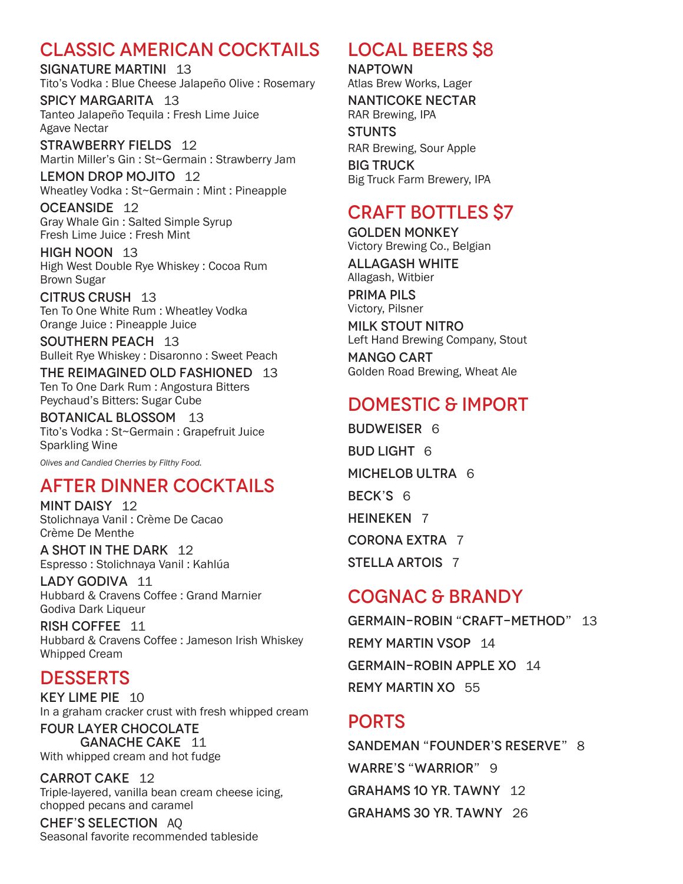## CLASSIC AMERICAN COCKTAILS

**SIGNATURE MARTINI** 13
Tito's Vodka : Blue Cheese Jalapeño Olive : Rosemary

**SPICY MARGARITA** 13
Tanteo Jalapeño Tequila : Fresh Lime Juice
Agave Nectar

**STRAWBERRY FIELDS** 12
Martin Miller's Gin : St~Germain : Strawberry Jam

**LEMON DROP MOJITO** 12
Wheatley Vodka : St~Germain : Mint : Pineapple

**OCEANSIDE** 12
Gray Whale Gin : Salted Simple Syrup
Fresh Lime Juice : Fresh Mint

**HIGH NOON** 13
High West Double Rye Whiskey : Cocoa Rum
Brown Sugar

**CITRUS CRUSH** 13
Ten To One White Rum : Wheatley Vodka
Orange Juice : Pineapple Juice

**SOUTHERN PEACH** 13
Bulleit Rye Whiskey : Disaronno : Sweet Peach

**THE REIMAGINED OLD FASHIONED** 13
Ten To One Dark Rum : Angostura Bitters
Peychaud's Bitters: Sugar Cube

**BOTANICAL BLOSSOM** 13
Tito's Vodka : St~Germain : Grapefruit Juice
Sparkling Wine

*Olives and Candied Cherries by Filthy Food.*

## AFTER DINNER COCKTAILS

**MINT DAISY** 12
Stolichnaya Vanil : Crème De Cacao
Crème De Menthe

**A SHOT IN THE DARK** 12
Espresso : Stolichnaya Vanil : Kahlúa

**LADY GODIVA** 11
Hubbard & Cravens Coffee : Grand Marnier
Godiva Dark Liqueur

**RISH COFFEE** 11
Hubbard & Cravens Coffee : Jameson Irish Whiskey
Whipped Cream

## DESSERTS

**KEY LIME PIE** 10
In a graham cracker crust with fresh whipped cream

**FOUR LAYER CHOCOLATE GANACHE CAKE** 11
With whipped cream and hot fudge

**CARROT CAKE** 12
Triple-layered, vanilla bean cream cheese icing, chopped pecans and caramel

**CHEF'S SELECTION** AQ
Seasonal favorite recommended tableside

## LOCAL BEERS $8

**NAPTOWN**
Atlas Brew Works, Lager

**NANTICOKE NECTAR**
RAR Brewing, IPA

**STUNTS**
RAR Brewing, Sour Apple

**BIG TRUCK**
Big Truck Farm Brewery, IPA

## CRAFT BOTTLES $7

**GOLDEN MONKEY**
Victory Brewing Co., Belgian

**ALLAGASH WHITE**
Allagash, Witbier

**PRIMA PILS**
Victory, Pilsner

**MILK STOUT NITRO**
Left Hand Brewing Company, Stout

**MANGO CART**
Golden Road Brewing, Wheat Ale

## DOMESTIC & IMPORT

**BUDWEISER** 6

**BUD LIGHT** 6

**MICHELOB ULTRA** 6

**BECK'S** 6

**HEINEKEN** 7

**CORONA EXTRA** 7

**STELLA ARTOIS** 7

## COGNAC & BRANDY

**GERMAIN-ROBIN "CRAFT-METHOD"** 13

**REMY MARTIN VSOP** 14

**GERMAIN-ROBIN APPLE XO** 14

**REMY MARTIN XO** 55

## PORTS

**SANDEMAN "FOUNDER'S RESERVE"** 8

**WARRE'S "WARRIOR"** 9

**GRAHAMS 10 YR. TAWNY** 12

**GRAHAMS 30 YR. TAWNY** 26